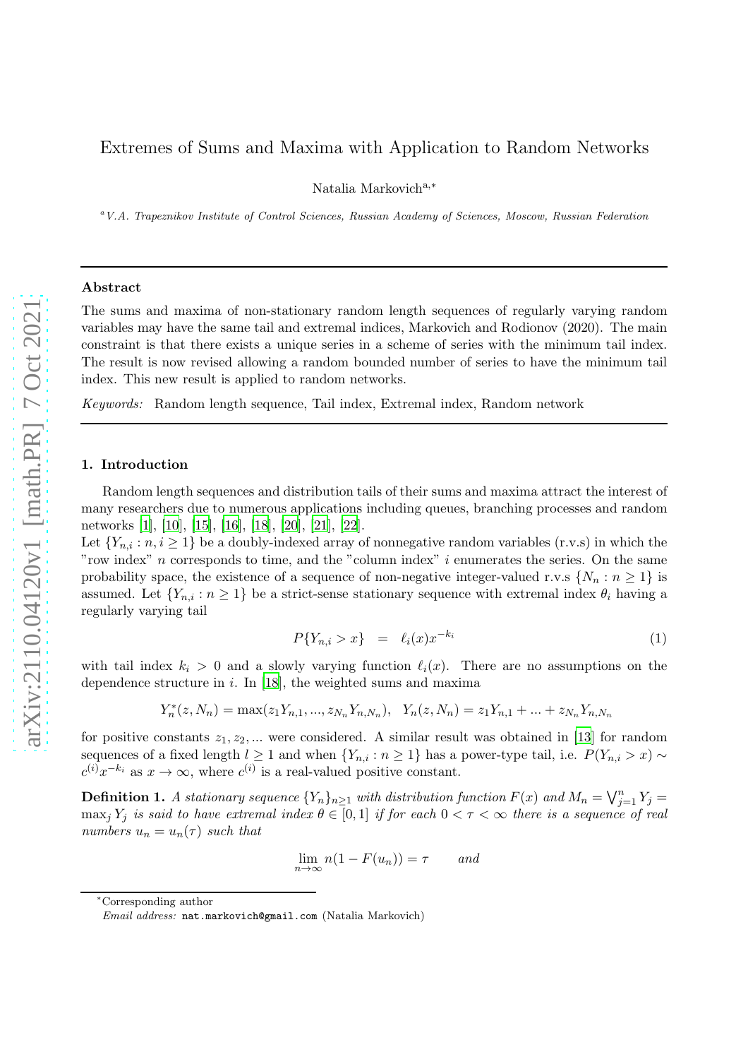# Extremes of Sums and Maxima with Application to Random Networks

Natalia Markovich[a,*]

[a] *V.A. Trapeznikov Institute of Control Sciences, Russian Academy of Sciences, Moscow, Russian Federation*

---

### Abstract

The sums and maxima of non-stationary random length sequences of regularly varying random variables may have the same tail and extremal indices, Markovich and Rodionov (2020). The main constraint is that there exists a unique series in a scheme of series with the minimum tail index. The result is now revised allowing a random bounded number of series to have the minimum tail index. This new result is applied to random networks.

*Keywords:* Random length sequence, Tail index, Extremal index, Random network

---

## 1. Introduction

Random length sequences and distribution tails of their sums and maxima attract the interest of many researchers due to numerous applications including queues, branching processes and random networks [1], [10], [15], [16], [18], [20], [21], [22].

Let $\{Y_{n,i} : n, i \geq 1\}$ be a doubly-indexed array of nonnegative random variables (r.v.s) in which the "row index" $n$ corresponds to time, and the "column index" $i$ enumerates the series. On the same probability space, the existence of a sequence of non-negative integer-valued r.v.s $\{N_n : n \geq 1\}$ is assumed. Let $\{Y_{n,i} : n \geq 1\}$ be a strict-sense stationary sequence with extremal index $\theta_i$ having a regularly varying tail

$$P\{Y_{n,i} > x\} \quad = \quad \ell_i(x)x^{-k_i} \tag{1}$$

with tail index $k_i > 0$ and a slowly varying function $\ell_i(x)$. There are no assumptions on the dependence structure in $i$. In [18], the weighted sums and maxima

$$Y_n^*(z, N_n) = \max(z_1 Y_{n,1}, ..., z_{N_n} Y_{n,N_n}), \quad Y_n(z, N_n) = z_1 Y_{n,1} + ... + z_{N_n} Y_{n,N_n}$$

for positive constants $z_1, z_2, ...$ were considered. A similar result was obtained in [13] for random sequences of a fixed length $l \geq 1$ and when $\{Y_{n,i} : n \geq 1\}$ has a power-type tail, i.e. $P(Y_{n,i} > x) \sim c^{(i)} x^{-k_i}$ as $x \to \infty$, where $c^{(i)}$ is a real-valued positive constant.

**Definition 1.** *A stationary sequence $\{Y_n\}_{n \geq 1}$ with distribution function $F(x)$ and $M_n = \bigvee_{j=1}^n Y_j = \max_j Y_j$ is said to have extremal index $\theta \in [0, 1]$ if for each $0 < \tau < \infty$ there is a sequence of real numbers $u_n = u_n(\tau)$ such that*

$$\lim_{n \to \infty} n(1 - F(u_n)) = \tau \qquad \textit{and}$$

---

*Corresponding author

*Email address:* nat.markovich@gmail.com (Natalia Markovich)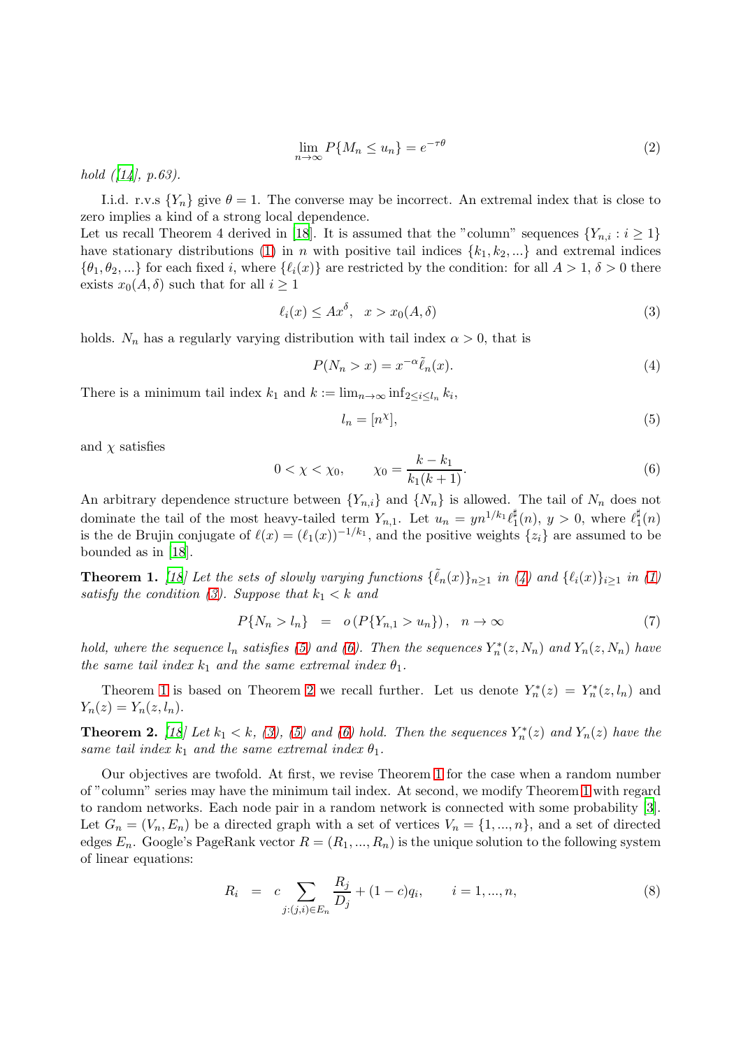$$\lim_{n\to\infty} P\{M_n \le u_n\} = e^{-\tau\theta} \tag{2}$$

*hold ([14], p.63).*

I.i.d. r.v.s $\{Y_n\}$ give $\theta = 1$. The converse may be incorrect. An extremal index that is close to zero implies a kind of a strong local dependence.
Let us recall Theorem 4 derived in [18]. It is assumed that the "column" sequences $\{Y_{n,i} : i \ge 1\}$ have stationary distributions (1) in $n$ with positive tail indices $\{k_1, k_2, ...\}$ and extremal indices $\{\theta_1, \theta_2, ...\}$ for each fixed $i$, where $\{\ell_i(x)\}$ are restricted by the condition: for all $A > 1$, $\delta > 0$ there exists $x_0(A, \delta)$ such that for all $i \ge 1$

$$\ell_i(x) \le Ax^{\delta}, \quad x > x_0(A, \delta) \tag{3}$$

holds. $N_n$ has a regularly varying distribution with tail index $\alpha > 0$, that is

$$P(N_n > x) = x^{-\alpha}\tilde{\ell}_n(x). \tag{4}$$

There is a minimum tail index $k_1$ and $k := \lim_{n\to\infty} \inf_{2\le i\le l_n} k_i$,

$$l_n = [n^{\chi}], \tag{5}$$

and $\chi$ satisfies

$$0 < \chi < \chi_0, \qquad \chi_0 = \frac{k - k_1}{k_1(k+1)}. \tag{6}$$

An arbitrary dependence structure between $\{Y_{n,i}\}$ and $\{N_n\}$ is allowed. The tail of $N_n$ does not dominate the tail of the most heavy-tailed term $Y_{n,1}$. Let $u_n = yn^{1/k_1}\ell_1^{\sharp}(n)$, $y > 0$, where $\ell_1^{\sharp}(n)$ is the de Brujin conjugate of $\ell(x) = (\ell_1(x))^{-1/k_1}$, and the positive weights $\{z_i\}$ are assumed to be bounded as in [18].

**Theorem 1.** *[18] Let the sets of slowly varying functions $\{\tilde{\ell}_n(x)\}_{n\ge1}$ in (4) and $\{\ell_i(x)\}_{i\ge1}$ in (1) satisfy the condition (3). Suppose that $k_1 < k$ and*

$$P\{N_n > l_n\} \;\; = \;\; o\left(P\{Y_{n,1} > u_n\}\right), \quad n \to \infty \tag{7}$$

*hold, where the sequence $l_n$ satisfies (5) and (6). Then the sequences $Y_n^*(z, N_n)$ and $Y_n(z, N_n)$ have the same tail index $k_1$ and the same extremal index $\theta_1$.*

Theorem 1 is based on Theorem 2 we recall further. Let us denote $Y_n^*(z) = Y_n^*(z, l_n)$ and $Y_n(z) = Y_n(z, l_n)$.

**Theorem 2.** *[18] Let $k_1 < k$, (3), (5) and (6) hold. Then the sequences $Y_n^*(z)$ and $Y_n(z)$ have the same tail index $k_1$ and the same extremal index $\theta_1$.*

Our objectives are twofold. At first, we revise Theorem 1 for the case when a random number of "column" series may have the minimum tail index. At second, we modify Theorem 1 with regard to random networks. Each node pair in a random network is connected with some probability [3]. Let $G_n = (V_n, E_n)$ be a directed graph with a set of vertices $V_n = \{1, ..., n\}$, and a set of directed edges $E_n$. Google's PageRank vector $R = (R_1, ..., R_n)$ is the unique solution to the following system of linear equations:

$$R_i \;\; = \;\; c \sum_{j:(j,i)\in E_n} \frac{R_j}{D_j} + (1-c)q_i, \qquad i = 1, ..., n, \tag{8}$$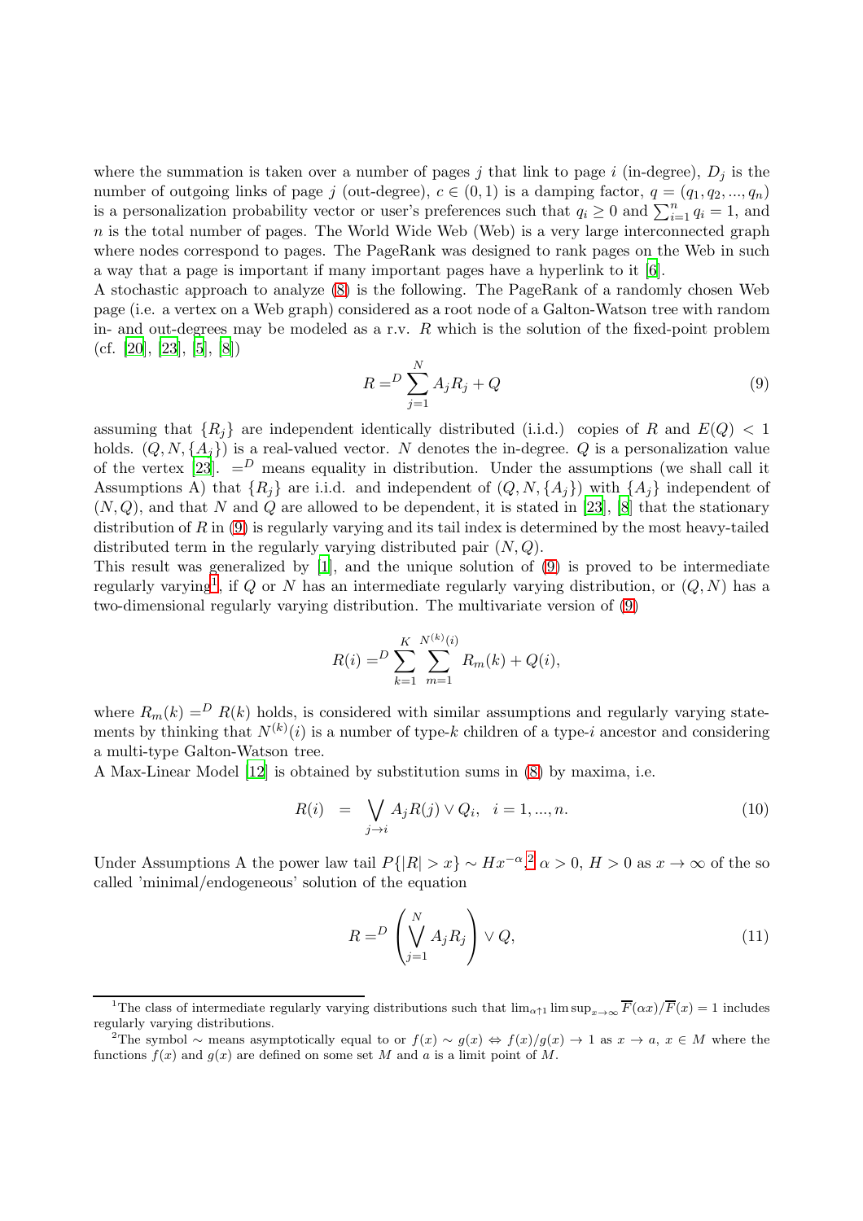where the summation is taken over a number of pages $j$ that link to page $i$ (in-degree), $D_j$ is the number of outgoing links of page $j$ (out-degree), $c \in (0,1)$ is a damping factor, $q = (q_1, q_2, ..., q_n)$ is a personalization probability vector or user's preferences such that $q_i \geq 0$ and $\sum_{i=1}^{n} q_i = 1$, and $n$ is the total number of pages. The World Wide Web (Web) is a very large interconnected graph where nodes correspond to pages. The PageRank was designed to rank pages on the Web in such a way that a page is important if many important pages have a hyperlink to it [6].

A stochastic approach to analyze (8) is the following. The PageRank of a randomly chosen Web page (i.e. a vertex on a Web graph) considered as a root node of a Galton-Watson tree with random in- and out-degrees may be modeled as a r.v. $R$ which is the solution of the fixed-point problem (cf. [20], [23], [5], [8])

$$R =^D \sum_{j=1}^{N} A_j R_j + Q \tag{9}$$

assuming that $\{R_j\}$ are independent identically distributed (i.i.d.) copies of $R$ and $E(Q) < 1$ holds. $(Q, N, \{A_j\})$ is a real-valued vector. $N$ denotes the in-degree. $Q$ is a personalization value of the vertex [23]. $=^D$ means equality in distribution. Under the assumptions (we shall call it Assumptions A) that $\{R_j\}$ are i.i.d. and independent of $(Q, N, \{A_j\})$ with $\{A_j\}$ independent of $(N, Q)$, and that $N$ and $Q$ are allowed to be dependent, it is stated in [23], [8] that the stationary distribution of $R$ in (9) is regularly varying and its tail index is determined by the most heavy-tailed distributed term in the regularly varying distributed pair $(N, Q)$.

This result was generalized by [1], and the unique solution of (9) is proved to be intermediate regularly varying[1], if $Q$ or $N$ has an intermediate regularly varying distribution, or $(Q, N)$ has a two-dimensional regularly varying distribution. The multivariate version of (9)

$$R(i) =^D \sum_{k=1}^{K} \sum_{m=1}^{N^{(k)}(i)} R_m(k) + Q(i),$$

where $R_m(k) =^D R(k)$ holds, is considered with similar assumptions and regularly varying statements by thinking that $N^{(k)}(i)$ is a number of type-$k$ children of a type-$i$ ancestor and considering a multi-type Galton-Watson tree.

A Max-Linear Model [12] is obtained by substitution sums in (8) by maxima, i.e.

$$R(i) \quad = \quad \bigvee_{j \to i} A_j R(j) \vee Q_i, \quad i = 1, ..., n. \tag{10}$$

Under Assumptions A the power law tail $P\{|R| > x\} \sim H x^{-\alpha}$,[2] $\alpha > 0$, $H > 0$ as $x \to \infty$ of the so called 'minimal/endogeneous' solution of the equation

$$R =^D \left( \bigvee_{j=1}^{N} A_j R_j \right) \vee Q, \tag{11}$$

---

[1] The class of intermediate regularly varying distributions such that $\lim_{\alpha \uparrow 1} \limsup_{x \to \infty} \overline{F}(\alpha x)/\overline{F}(x) = 1$ includes regularly varying distributions.

[2] The symbol $\sim$ means asymptotically equal to or $f(x) \sim g(x) \Leftrightarrow f(x)/g(x) \to 1$ as $x \to a$, $x \in M$ where the functions $f(x)$ and $g(x)$ are defined on some set $M$ and $a$ is a limit point of $M$.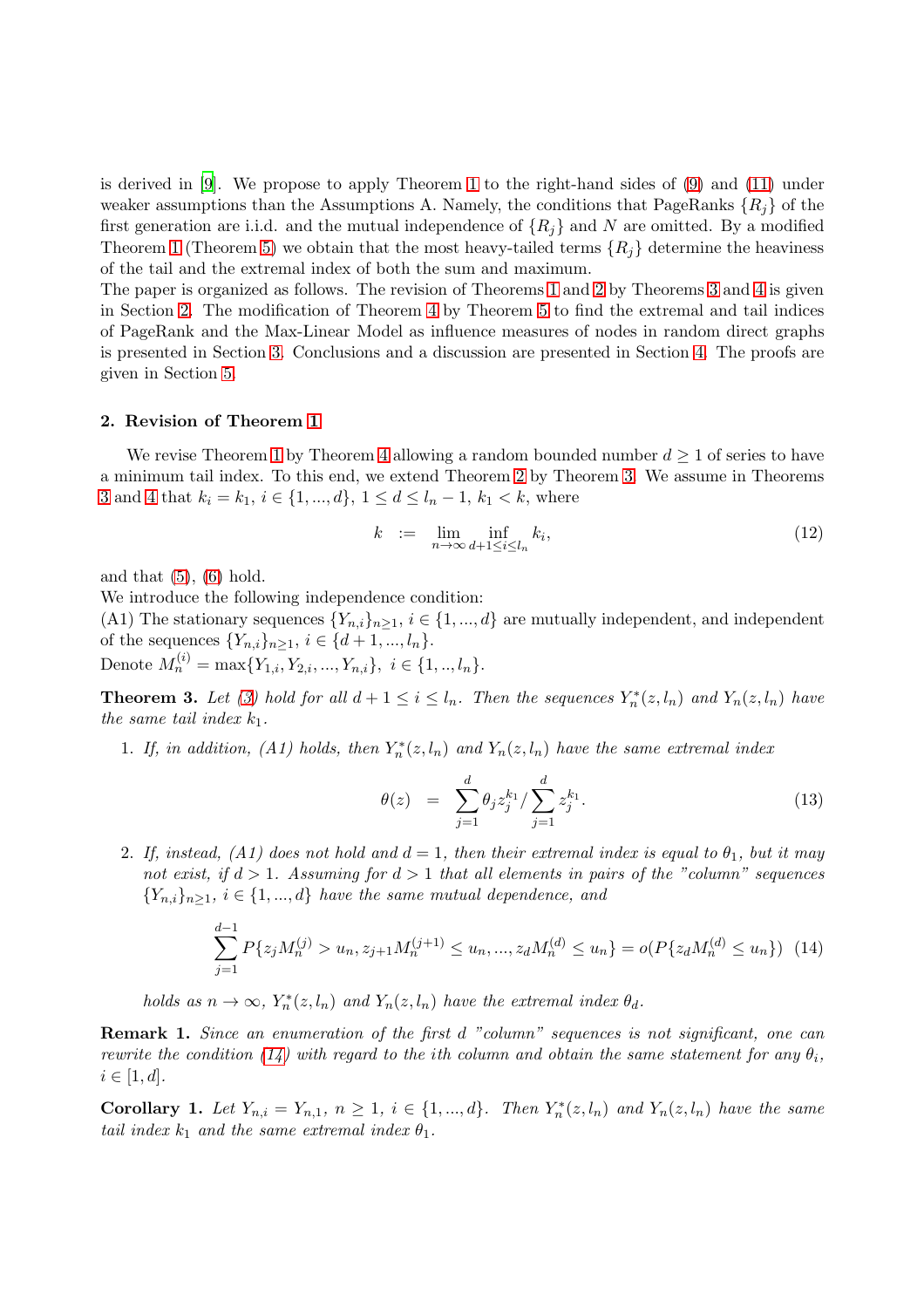is derived in [9]. We propose to apply Theorem 1 to the right-hand sides of (9) and (11) under weaker assumptions than the Assumptions A. Namely, the conditions that PageRanks $\{R_j\}$ of the first generation are i.i.d. and the mutual independence of $\{R_j\}$ and $N$ are omitted. By a modified Theorem 1 (Theorem 5) we obtain that the most heavy-tailed terms $\{R_j\}$ determine the heaviness of the tail and the extremal index of both the sum and maximum.
The paper is organized as follows. The revision of Theorems 1 and 2 by Theorems 3 and 4 is given in Section 2. The modification of Theorem 4 by Theorem 5 to find the extremal and tail indices of PageRank and the Max-Linear Model as influence measures of nodes in random direct graphs is presented in Section 3. Conclusions and a discussion are presented in Section 4. The proofs are given in Section 5.

## 2. Revision of Theorem 1

We revise Theorem 1 by Theorem 4 allowing a random bounded number $d \geq 1$ of series to have a minimum tail index. To this end, we extend Theorem 2 by Theorem 3. We assume in Theorems 3 and 4 that $k_i = k_1$, $i \in \{1, ..., d\}$, $1 \leq d \leq l_n - 1$, $k_1 < k$, where

$$k \;\; := \;\; \lim_{n\to\infty} \inf_{d+1 \leq i \leq l_n} k_i, \tag{12}$$

and that (5), (6) hold.
We introduce the following independence condition:
(A1) The stationary sequences $\{Y_{n,i}\}_{n\geq 1}$, $i \in \{1, ..., d\}$ are mutually independent, and independent of the sequences $\{Y_{n,i}\}_{n\geq 1}$, $i \in \{d+1, ..., l_n\}$.
Denote $M_n^{(i)} = \max\{Y_{1,i}, Y_{2,i}, ..., Y_{n,i}\}$, $i \in \{1, .., l_n\}$.

**Theorem 3.** *Let (3) hold for all $d+1 \leq i \leq l_n$. Then the sequences $Y_n^*(z, l_n)$ and $Y_n(z, l_n)$ have the same tail index $k_1$.*

1. *If, in addition, (A1) holds, then $Y_n^*(z, l_n)$ and $Y_n(z, l_n)$ have the same extremal index*

$$\theta(z) \;\; = \;\; \sum_{j=1}^{d} \theta_j z_j^{k_1} / \sum_{j=1}^{d} z_j^{k_1}. \tag{13}$$

2. *If, instead, (A1) does not hold and $d = 1$, then their extremal index is equal to $\theta_1$, but it may not exist, if $d > 1$. Assuming for $d > 1$ that all elements in pairs of the "column" sequences $\{Y_{n,i}\}_{n\geq 1}$, $i \in \{1, ..., d\}$ have the same mutual dependence, and*

$$\sum_{j=1}^{d-1} P\{z_j M_n^{(j)} > u_n, z_{j+1} M_n^{(j+1)} \leq u_n, ..., z_d M_n^{(d)} \leq u_n\} = o(P\{z_d M_n^{(d)} \leq u_n\}) \tag{14}$$

*holds as $n \to \infty$, $Y_n^*(z, l_n)$ and $Y_n(z, l_n)$ have the extremal index $\theta_d$.*

**Remark 1.** *Since an enumeration of the first $d$ "column" sequences is not significant, one can rewrite the condition (14) with regard to the ith column and obtain the same statement for any $\theta_i$, $i \in [1, d]$.*

**Corollary 1.** *Let $Y_{n,i} = Y_{n,1}$, $n \geq 1$, $i \in \{1, ..., d\}$. Then $Y_n^*(z, l_n)$ and $Y_n(z, l_n)$ have the same tail index $k_1$ and the same extremal index $\theta_1$.*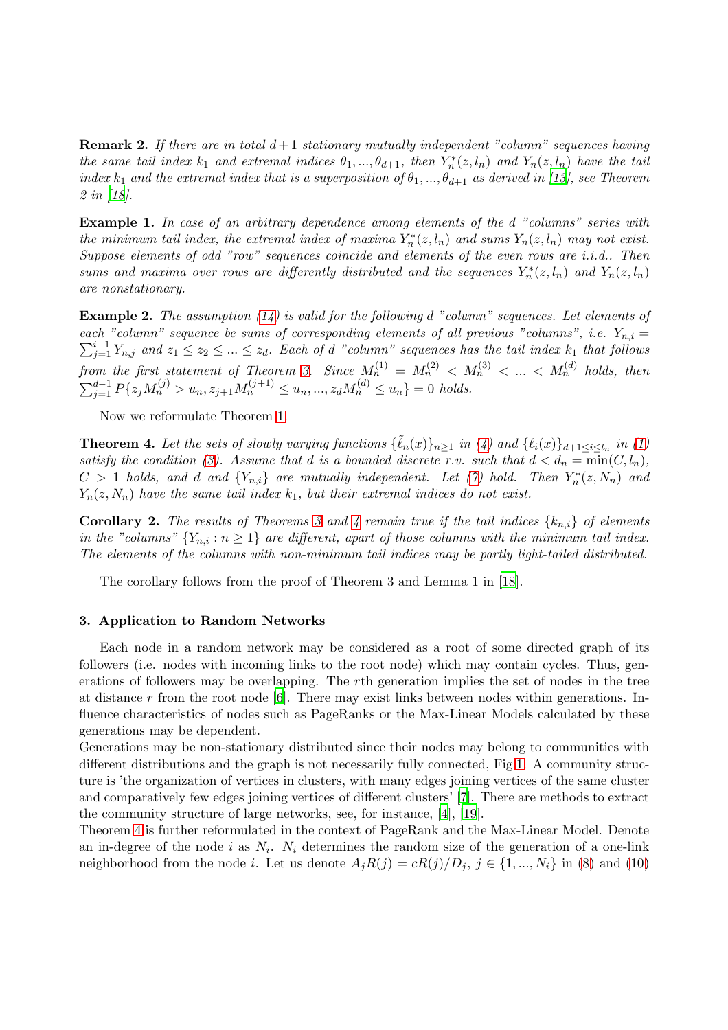**Remark 2.** *If there are in total $d+1$ stationary mutually independent "column" sequences having the same tail index $k_1$ and extremal indices $\theta_1, ..., \theta_{d+1}$, then $Y_n^*(z, l_n)$ and $Y_n(z, l_n)$ have the tail index $k_1$ and the extremal index that is a superposition of $\theta_1, ..., \theta_{d+1}$ as derived in [13], see Theorem 2 in [18].*

**Example 1.** *In case of an arbitrary dependence among elements of the $d$ "columns" series with the minimum tail index, the extremal index of maxima $Y_n^*(z, l_n)$ and sums $Y_n(z, l_n)$ may not exist. Suppose elements of odd "row" sequences coincide and elements of the even rows are i.i.d.. Then sums and maxima over rows are differently distributed and the sequences $Y_n^*(z, l_n)$ and $Y_n(z, l_n)$ are nonstationary.*

**Example 2.** *The assumption (14) is valid for the following $d$ "column" sequences. Let elements of each "column" sequence be sums of corresponding elements of all previous "columns", i.e. $Y_{n,i} = \sum_{j=1}^{i-1} Y_{n,j}$ and $z_1 \le z_2 \le ... \le z_d$. Each of $d$ "column" sequences has the tail index $k_1$ that follows from the first statement of Theorem 3. Since $M_n^{(1)} = M_n^{(2)} < M_n^{(3)} < ... < M_n^{(d)}$ holds, then $\sum_{j=1}^{d-1} P\{z_j M_n^{(j)} > u_n, z_{j+1} M_n^{(j+1)} \le u_n, ..., z_d M_n^{(d)} \le u_n\} = 0$ holds.*

Now we reformulate Theorem 1.

**Theorem 4.** *Let the sets of slowly varying functions $\{\tilde{\ell}_n(x)\}_{n\ge 1}$ in (4) and $\{\ell_i(x)\}_{d+1\le i\le l_n}$ in (1) satisfy the condition (3). Assume that $d$ is a bounded discrete r.v. such that $d < d_n = \min(C, l_n)$, $C > 1$ holds, and $d$ and $\{Y_{n,i}\}$ are mutually independent. Let (7) hold. Then $Y_n^*(z, N_n)$ and $Y_n(z, N_n)$ have the same tail index $k_1$, but their extremal indices do not exist.*

**Corollary 2.** *The results of Theorems 3 and 4 remain true if the tail indices $\{k_{n,i}\}$ of elements in the "columns" $\{Y_{n,i} : n \ge 1\}$ are different, apart of those columns with the minimum tail index. The elements of the columns with non-minimum tail indices may be partly light-tailed distributed.*

The corollary follows from the proof of Theorem 3 and Lemma 1 in [18].

### 3. Application to Random Networks

Each node in a random network may be considered as a root of some directed graph of its followers (i.e. nodes with incoming links to the root node) which may contain cycles. Thus, generations of followers may be overlapping. The $r$th generation implies the set of nodes in the tree at distance $r$ from the root node [6]. There may exist links between nodes within generations. Influence characteristics of nodes such as PageRanks or the Max-Linear Models calculated by these generations may be dependent.

Generations may be non-stationary distributed since their nodes may belong to communities with different distributions and the graph is not necessarily fully connected, Fig.1. A community structure is 'the organization of vertices in clusters, with many edges joining vertices of the same cluster and comparatively few edges joining vertices of different clusters' [7]. There are methods to extract the community structure of large networks, see, for instance, [4], [19].

Theorem 4 is further reformulated in the context of PageRank and the Max-Linear Model. Denote an in-degree of the node $i$ as $N_i$. $N_i$ determines the random size of the generation of a one-link neighborhood from the node $i$. Let us denote $A_j R(j) = cR(j)/D_j$, $j \in \{1, ..., N_i\}$ in (8) and (10)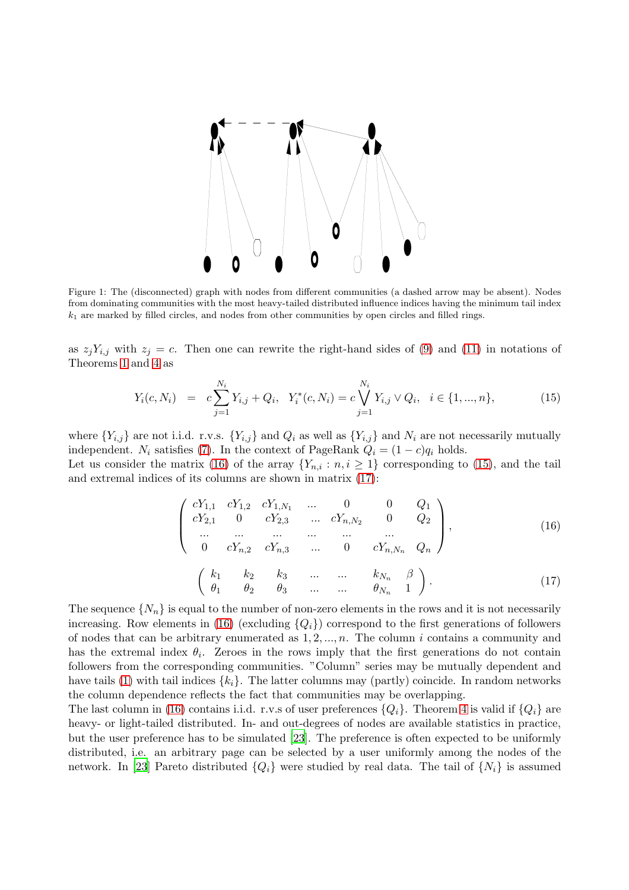Figure 1: The (disconnected) graph with nodes from different communities (a dashed arrow may be absent). Nodes from dominating communities with the most heavy-tailed distributed influence indices having the minimum tail index $k_1$ are marked by filled circles, and nodes from other communities by open circles and filled rings.

as $z_j Y_{i,j}$ with $z_j = c$. Then one can rewrite the right-hand sides of (9) and (11) in notations of Theorems 1 and 4 as

$$Y_i(c, N_i) \;=\; c\sum_{j=1}^{N_i} Y_{i,j} + Q_i, \quad Y_i^*(c, N_i) = c\bigvee_{j=1}^{N_i} Y_{i,j} \vee Q_i, \quad i \in \{1, ..., n\}, \tag{15}$$

where $\{Y_{i,j}\}$ are not i.i.d. r.v.s. $\{Y_{i,j}\}$ and $Q_i$ as well as $\{Y_{i,j}\}$ and $N_i$ are not necessarily mutually independent. $N_i$ satisfies (7). In the context of PageRank $Q_i = (1-c)q_i$ holds.
Let us consider the matrix (16) of the array $\{Y_{n,i} : n, i \geq 1\}$ corresponding to (15), and the tail and extremal indices of its columns are shown in matrix (17):

$$\begin{pmatrix} cY_{1,1} & cY_{1,2} & cY_{1,N_1} & ... & 0 & 0 & Q_1 \\ cY_{2,1} & 0 & cY_{2,3} & ... & cY_{n,N_2} & 0 & Q_2 \\ ... & ... & ... & ... & ... & ... & \\ 0 & cY_{n,2} & cY_{n,3} & ... & 0 & cY_{n,N_n} & Q_n \end{pmatrix}, \tag{16}$$

$$\begin{pmatrix} k_1 & k_2 & k_3 & ... & ... & k_{N_n} & \beta \\ \theta_1 & \theta_2 & \theta_3 & ... & ... & \theta_{N_n} & 1 \end{pmatrix}. \tag{17}$$

The sequence $\{N_n\}$ is equal to the number of non-zero elements in the rows and it is not necessarily increasing. Row elements in (16) (excluding $\{Q_i\}$) correspond to the first generations of followers of nodes that can be arbitrary enumerated as $1, 2, ..., n$. The column $i$ contains a community and has the extremal index $\theta_i$. Zeroes in the rows imply that the first generations do not contain followers from the corresponding communities. "Column" series may be mutually dependent and have tails (1) with tail indices $\{k_i\}$. The latter columns may (partly) coincide. In random networks the column dependence reflects the fact that communities may be overlapping.
The last column in (16) contains i.i.d. r.v.s of user preferences $\{Q_i\}$. Theorem 4 is valid if $\{Q_i\}$ are heavy- or light-tailed distributed. In- and out-degrees of nodes are available statistics in practice, but the user preference has to be simulated [23]. The preference is often expected to be uniformly distributed, i.e. an arbitrary page can be selected by a user uniformly among the nodes of the network. In [23] Pareto distributed $\{Q_i\}$ were studied by real data. The tail of $\{N_i\}$ is assumed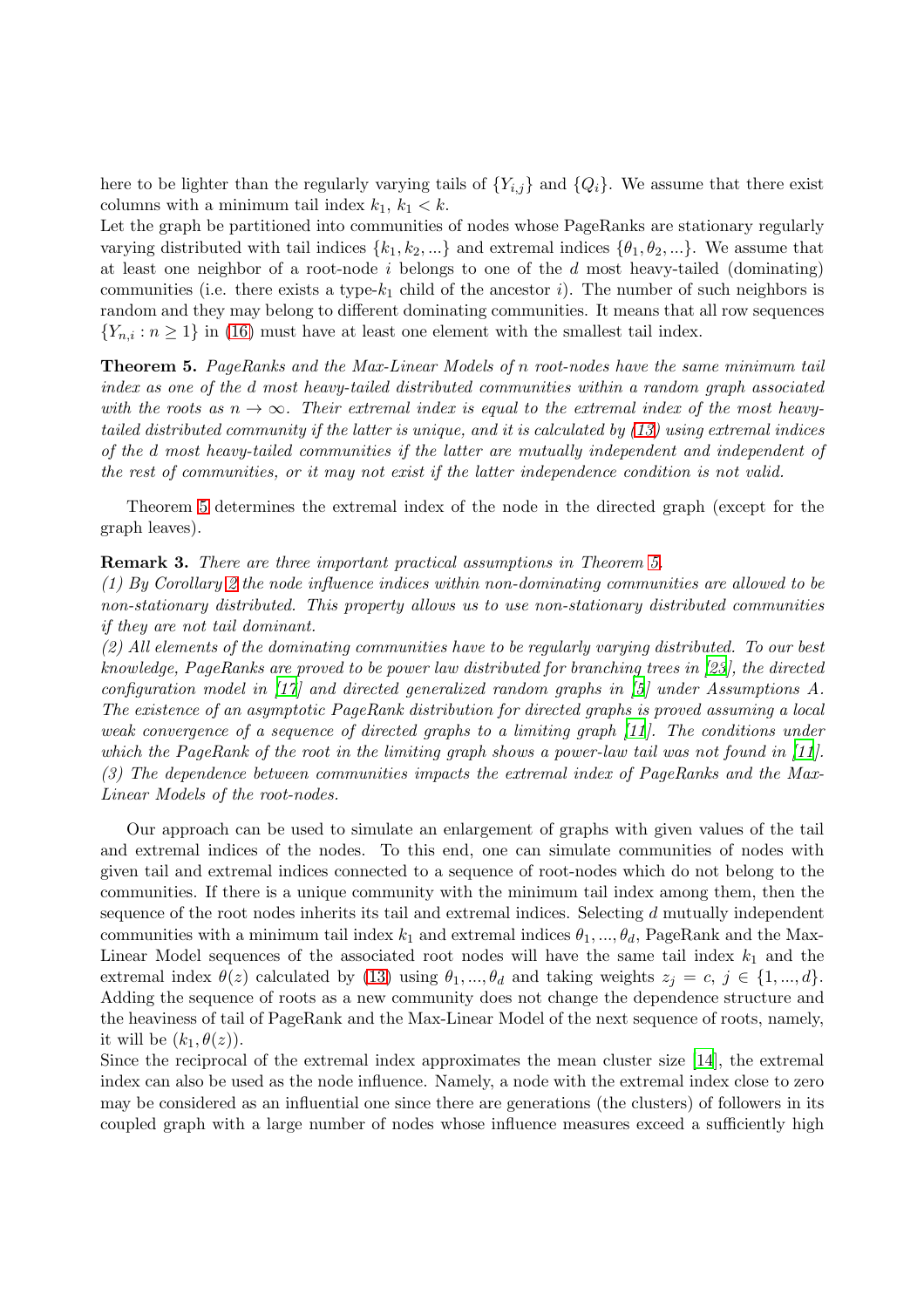here to be lighter than the regularly varying tails of $\{Y_{i,j}\}$ and $\{Q_i\}$. We assume that there exist columns with a minimum tail index $k_1$, $k_1 < k$.

Let the graph be partitioned into communities of nodes whose PageRanks are stationary regularly varying distributed with tail indices $\{k_1, k_2, ...\}$ and extremal indices $\{\theta_1, \theta_2, ...\}$. We assume that at least one neighbor of a root-node $i$ belongs to one of the $d$ most heavy-tailed (dominating) communities (i.e. there exists a type-$k_1$ child of the ancestor $i$). The number of such neighbors is random and they may belong to different dominating communities. It means that all row sequences $\{Y_{n,i} : n \geq 1\}$ in (16) must have at least one element with the smallest tail index.

**Theorem 5.** *PageRanks and the Max-Linear Models of $n$ root-nodes have the same minimum tail index as one of the $d$ most heavy-tailed distributed communities within a random graph associated with the roots as $n \to \infty$. Their extremal index is equal to the extremal index of the most heavy-tailed distributed community if the latter is unique, and it is calculated by (13) using extremal indices of the $d$ most heavy-tailed communities if the latter are mutually independent and independent of the rest of communities, or it may not exist if the latter independence condition is not valid.*

Theorem 5 determines the extremal index of the node in the directed graph (except for the graph leaves).

**Remark 3.** *There are three important practical assumptions in Theorem 5.*
*(1) By Corollary 2 the node influence indices within non-dominating communities are allowed to be non-stationary distributed. This property allows us to use non-stationary distributed communities if they are not tail dominant.*
*(2) All elements of the dominating communities have to be regularly varying distributed. To our best knowledge, PageRanks are proved to be power law distributed for branching trees in [23], the directed configuration model in [17] and directed generalized random graphs in [5] under Assumptions A. The existence of an asymptotic PageRank distribution for directed graphs is proved assuming a local weak convergence of a sequence of directed graphs to a limiting graph [11]. The conditions under which the PageRank of the root in the limiting graph shows a power-law tail was not found in [11].*
*(3) The dependence between communities impacts the extremal index of PageRanks and the Max-Linear Models of the root-nodes.*

Our approach can be used to simulate an enlargement of graphs with given values of the tail and extremal indices of the nodes. To this end, one can simulate communities of nodes with given tail and extremal indices connected to a sequence of root-nodes which do not belong to the communities. If there is a unique community with the minimum tail index among them, then the sequence of the root nodes inherits its tail and extremal indices. Selecting $d$ mutually independent communities with a minimum tail index $k_1$ and extremal indices $\theta_1, ..., \theta_d$, PageRank and the Max-Linear Model sequences of the associated root nodes will have the same tail index $k_1$ and the extremal index $\theta(z)$ calculated by (13) using $\theta_1, ..., \theta_d$ and taking weights $z_j = c$, $j \in \{1, ..., d\}$. Adding the sequence of roots as a new community does not change the dependence structure and the heaviness of tail of PageRank and the Max-Linear Model of the next sequence of roots, namely, it will be $(k_1, \theta(z))$.

Since the reciprocal of the extremal index approximates the mean cluster size [14], the extremal index can also be used as the node influence. Namely, a node with the extremal index close to zero may be considered as an influential one since there are generations (the clusters) of followers in its coupled graph with a large number of nodes whose influence measures exceed a sufficiently high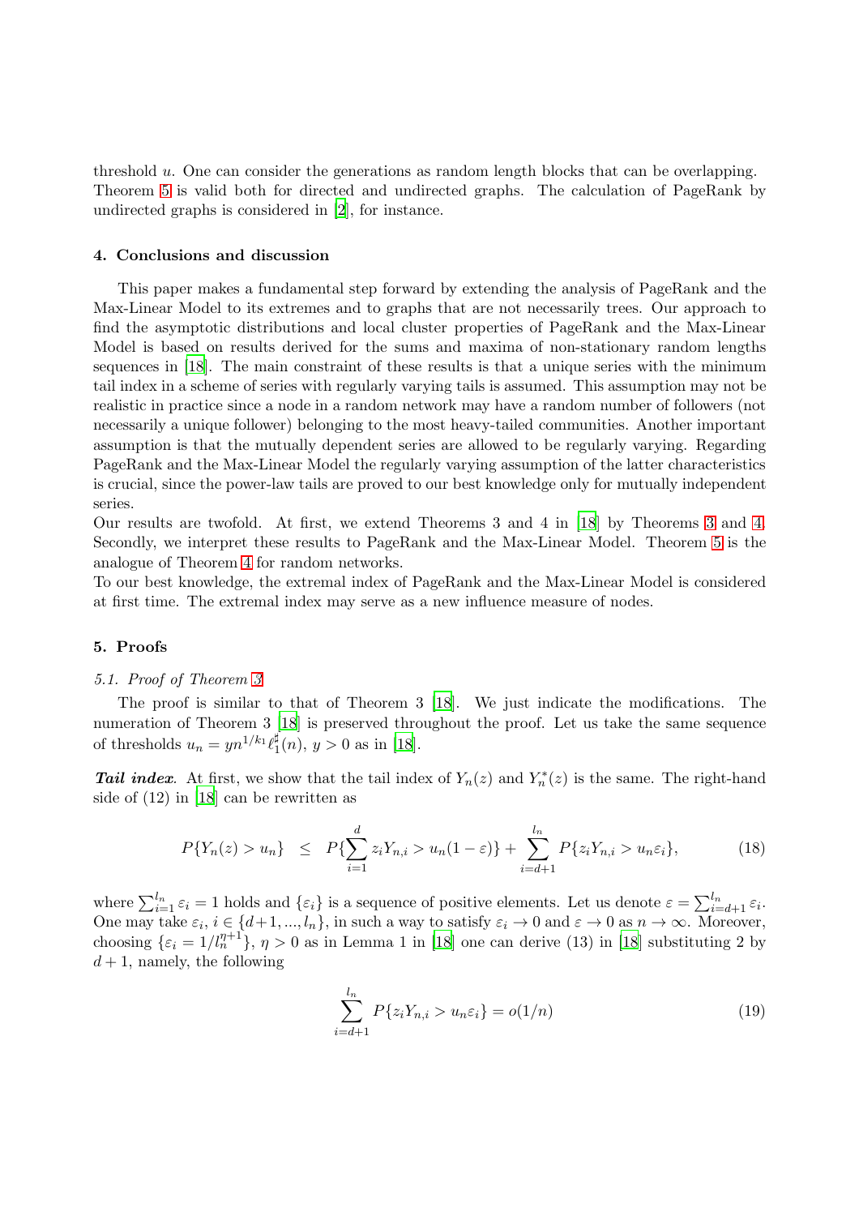threshold $u$. One can consider the generations as random length blocks that can be overlapping. Theorem 5 is valid both for directed and undirected graphs. The calculation of PageRank by undirected graphs is considered in [2], for instance.

## 4. Conclusions and discussion

This paper makes a fundamental step forward by extending the analysis of PageRank and the Max-Linear Model to its extremes and to graphs that are not necessarily trees. Our approach to find the asymptotic distributions and local cluster properties of PageRank and the Max-Linear Model is based on results derived for the sums and maxima of non-stationary random lengths sequences in [18]. The main constraint of these results is that a unique series with the minimum tail index in a scheme of series with regularly varying tails is assumed. This assumption may not be realistic in practice since a node in a random network may have a random number of followers (not necessarily a unique follower) belonging to the most heavy-tailed communities. Another important assumption is that the mutually dependent series are allowed to be regularly varying. Regarding PageRank and the Max-Linear Model the regularly varying assumption of the latter characteristics is crucial, since the power-law tails are proved to our best knowledge only for mutually independent series.

Our results are twofold. At first, we extend Theorems 3 and 4 in [18] by Theorems 3 and 4. Secondly, we interpret these results to PageRank and the Max-Linear Model. Theorem 5 is the analogue of Theorem 4 for random networks.

To our best knowledge, the extremal index of PageRank and the Max-Linear Model is considered at first time. The extremal index may serve as a new influence measure of nodes.

## 5. Proofs

### 5.1. Proof of Theorem 3

The proof is similar to that of Theorem 3 [18]. We just indicate the modifications. The numeration of Theorem 3 [18] is preserved throughout the proof. Let us take the same sequence of thresholds $u_n = yn^{1/k_1}\ell_1^{\sharp}(n)$, $y > 0$ as in [18].

***Tail index.*** At first, we show that the tail index of $Y_n(z)$ and $Y_n^*(z)$ is the same. The right-hand side of (12) in [18] can be rewritten as

$$P\{Y_n(z) > u_n\} \quad \leq \quad P\{\sum_{i=1}^{d} z_i Y_{n,i} > u_n(1-\varepsilon)\} + \sum_{i=d+1}^{l_n} P\{z_i Y_{n,i} > u_n\varepsilon_i\}, \tag{18}$$

where $\sum_{i=1}^{l_n}\varepsilon_i = 1$ holds and $\{\varepsilon_i\}$ is a sequence of positive elements. Let us denote $\varepsilon = \sum_{i=d+1}^{l_n}\varepsilon_i$. One may take $\varepsilon_i$, $i \in \{d+1, ..., l_n\}$, in such a way to satisfy $\varepsilon_i \to 0$ and $\varepsilon \to 0$ as $n \to \infty$. Moreover, choosing $\{\varepsilon_i = 1/l_n^{\eta+1}\}$, $\eta > 0$ as in Lemma 1 in [18] one can derive (13) in [18] substituting 2 by $d+1$, namely, the following

$$\sum_{i=d+1}^{l_n} P\{z_i Y_{n,i} > u_n\varepsilon_i\} = o(1/n) \tag{19}$$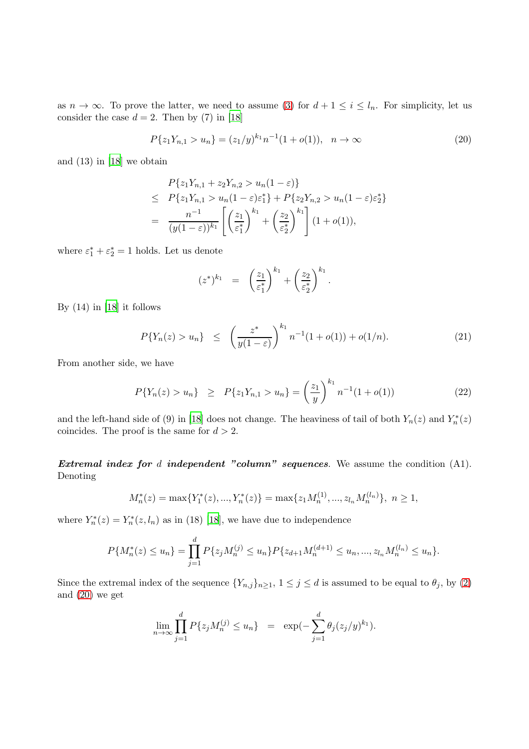as $n \to \infty$. To prove the latter, we need to assume (3) for $d+1 \le i \le l_n$. For simplicity, let us consider the case $d = 2$. Then by (7) in [18]

$$P\{z_1 Y_{n,1} > u_n\} = (z_1/y)^{k_1} n^{-1}(1+o(1)), \quad n \to \infty \tag{20}$$

and (13) in [18] we obtain

$$\begin{aligned}
& P\{z_1 Y_{n,1} + z_2 Y_{n,2} > u_n(1-\varepsilon)\} \\
\le\ & P\{z_1 Y_{n,1} > u_n(1-\varepsilon)\varepsilon_1^*\} + P\{z_2 Y_{n,2} > u_n(1-\varepsilon)\varepsilon_2^*\} \\
=\ & \frac{n^{-1}}{(y(1-\varepsilon))^{k_1}}\left[\left(\frac{z_1}{\varepsilon_1^*}\right)^{k_1} + \left(\frac{z_2}{\varepsilon_2^*}\right)^{k_1}\right](1+o(1)),
\end{aligned}$$

where $\varepsilon_1^* + \varepsilon_2^* = 1$ holds. Let us denote

$$(z^*)^{k_1} = \left(\frac{z_1}{\varepsilon_1^*}\right)^{k_1} + \left(\frac{z_2}{\varepsilon_2^*}\right)^{k_1}.$$

By (14) in [18] it follows

$$P\{Y_n(z) > u_n\} \le \left(\frac{z^*}{y(1-\varepsilon)}\right)^{k_1} n^{-1}(1+o(1)) + o(1/n). \tag{21}$$

From another side, we have

$$P\{Y_n(z) > u_n\} \ge P\{z_1 Y_{n,1} > u_n\} = \left(\frac{z_1}{y}\right)^{k_1} n^{-1}(1+o(1)) \tag{22}$$

and the left-hand side of (9) in [18] does not change. The heaviness of tail of both $Y_n(z)$ and $Y_n^*(z)$ coincides. The proof is the same for $d > 2$.

***Extremal index for*** $d$ ***independent "column" sequences***. We assume the condition (A1). Denoting

$$M_n^*(z) = \max\{Y_1^*(z), ..., Y_n^*(z)\} = \max\{z_1 M_n^{(1)}, ..., z_{l_n} M_n^{(l_n)}\}, \ n \ge 1,$$

where $Y_n^*(z) = Y_n^*(z, l_n)$ as in (18) [18], we have due to independence

$$P\{M_n^*(z) \le u_n\} = \prod_{j=1}^{d} P\{z_j M_n^{(j)} \le u_n\} P\{z_{d+1} M_n^{(d+1)} \le u_n, ..., z_{l_n} M_n^{(l_n)} \le u_n\}.$$

Since the extremal index of the sequence $\{Y_{n,j}\}_{n\ge1}$, $1 \le j \le d$ is assumed to be equal to $\theta_j$, by (2) and (20) we get

$$\lim_{n\to\infty} \prod_{j=1}^{d} P\{z_j M_n^{(j)} \le u_n\} = \exp\left(-\sum_{j=1}^{d} \theta_j (z_j/y)^{k_1}\right).$$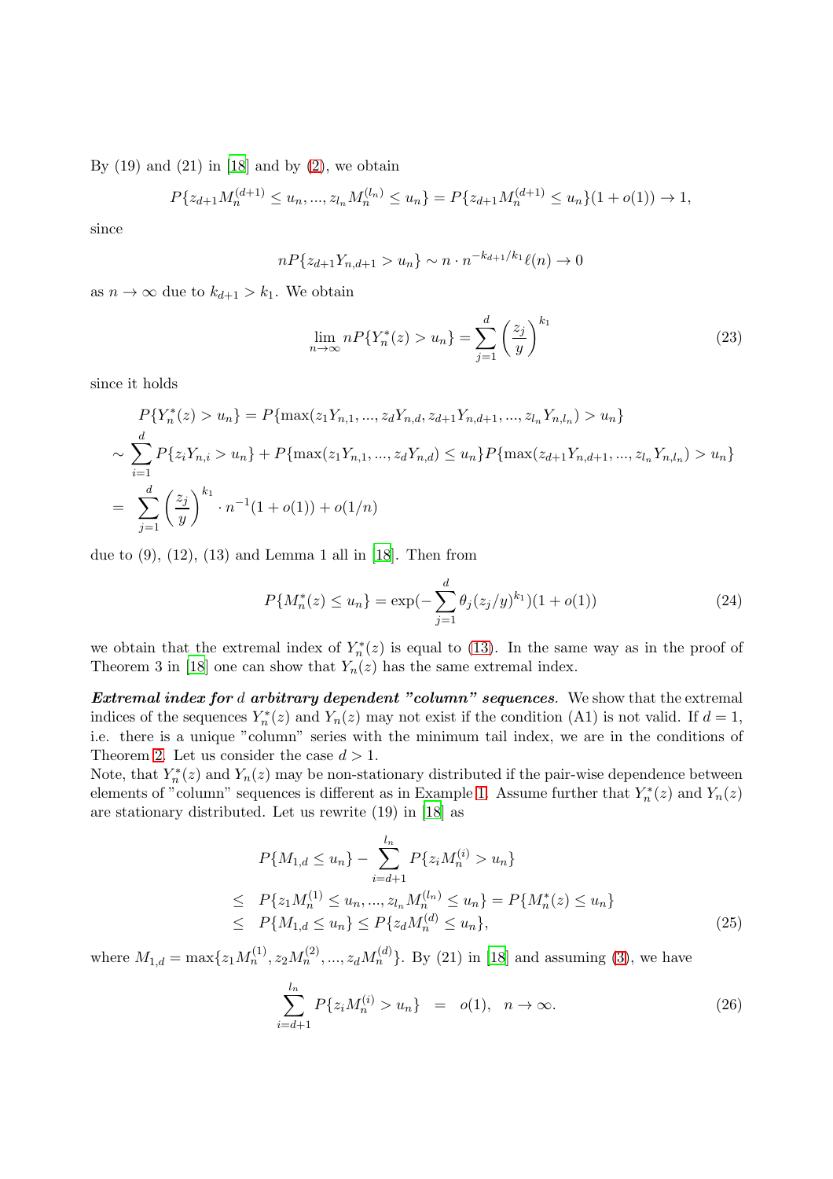By (19) and (21) in [18] and by (2), we obtain

$$P\{z_{d+1}M_n^{(d+1)} \le u_n, ..., z_{l_n}M_n^{(l_n)} \le u_n\} = P\{z_{d+1}M_n^{(d+1)} \le u_n\}(1+o(1)) \to 1,$$

since

$$nP\{z_{d+1}Y_{n,d+1} > u_n\} \sim n \cdot n^{-k_{d+1}/k_1}\ell(n) \to 0$$

as $n \to \infty$ due to $k_{d+1} > k_1$. We obtain

$$\lim_{n\to\infty} nP\{Y_n^*(z) > u_n\} = \sum_{j=1}^{d}\left(\frac{z_j}{y}\right)^{k_1} \tag{23}$$

since it holds

$$\begin{aligned}
& P\{Y_n^*(z) > u_n\} = P\{\max(z_1Y_{n,1}, ..., z_dY_{n,d}, z_{d+1}Y_{n,d+1}, ..., z_{l_n}Y_{n,l_n}) > u_n\} \\
\sim & \sum_{i=1}^{d} P\{z_iY_{n,i} > u_n\} + P\{\max(z_1Y_{n,1}, ..., z_dY_{n,d}) \le u_n\}P\{\max(z_{d+1}Y_{n,d+1}, ..., z_{l_n}Y_{n,l_n}) > u_n\} \\
= & \sum_{j=1}^{d}\left(\frac{z_j}{y}\right)^{k_1} \cdot n^{-1}(1+o(1)) + o(1/n)
\end{aligned}$$

due to (9), (12), (13) and Lemma 1 all in [18]. Then from

$$P\{M_n^*(z) \le u_n\} = \exp(-\sum_{j=1}^{d}\theta_j(z_j/y)^{k_1})(1+o(1)) \tag{24}$$

we obtain that the extremal index of $Y_n^*(z)$ is equal to (13). In the same way as in the proof of Theorem 3 in [18] one can show that $Y_n(z)$ has the same extremal index.

***Extremal index for $d$ arbitrary dependent "column" sequences***. We show that the extremal indices of the sequences $Y_n^*(z)$ and $Y_n(z)$ may not exist if the condition (A1) is not valid. If $d = 1$, i.e. there is a unique "column" series with the minimum tail index, we are in the conditions of Theorem 2. Let us consider the case $d > 1$.

Note, that $Y_n^*(z)$ and $Y_n(z)$ may be non-stationary distributed if the pair-wise dependence between elements of "column" sequences is different as in Example 1. Assume further that $Y_n^*(z)$ and $Y_n(z)$ are stationary distributed. Let us rewrite (19) in [18] as

$$\begin{aligned}
& P\{M_{1,d} \le u_n\} - \sum_{i=d+1}^{l_n} P\{z_iM_n^{(i)} > u_n\} \\
\le \; & P\{z_1M_n^{(1)} \le u_n, ..., z_{l_n}M_n^{(l_n)} \le u_n\} = P\{M_n^*(z) \le u_n\} \\
\le \; & P\{M_{1,d} \le u_n\} \le P\{z_dM_n^{(d)} \le u_n\},
\end{aligned} \tag{25}$$

where $M_{1,d} = \max\{z_1M_n^{(1)}, z_2M_n^{(2)}, ..., z_dM_n^{(d)}\}$. By (21) in [18] and assuming (3), we have

$$\sum_{i=d+1}^{l_n} P\{z_iM_n^{(i)} > u_n\} \;\; = \;\; o(1), \quad n \to \infty. \tag{26}$$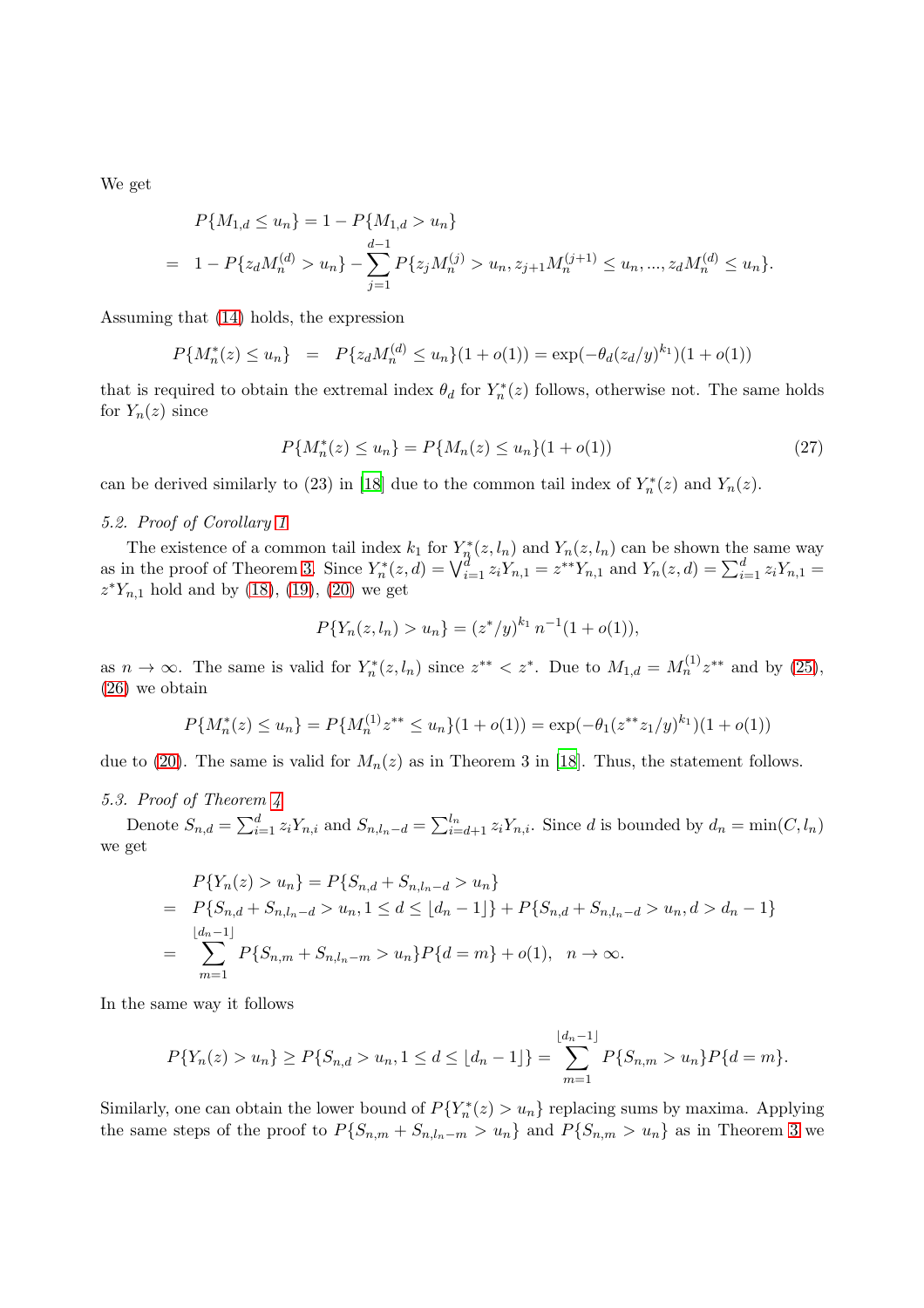We get

$$
\begin{aligned}
& P\{M_{1,d} \le u_n\} = 1 - P\{M_{1,d} > u_n\} \\
= \; & 1 - P\{z_d M_n^{(d)} > u_n\} - \sum_{j=1}^{d-1} P\{z_j M_n^{(j)} > u_n, z_{j+1} M_n^{(j+1)} \le u_n, ..., z_d M_n^{(d)} \le u_n\}.
\end{aligned}
$$

Assuming that (14) holds, the expression

$$
P\{M_n^*(z) \le u_n\} \;=\; P\{z_d M_n^{(d)} \le u_n\}(1 + o(1)) = \exp(-\theta_d (z_d/y)^{k_1})(1 + o(1))
$$

that is required to obtain the extremal index $\theta_d$ for $Y_n^*(z)$ follows, otherwise not. The same holds for $Y_n(z)$ since

$$
P\{M_n^*(z) \le u_n\} = P\{M_n(z) \le u_n\}(1 + o(1)) \tag{27}
$$

can be derived similarly to (23) in [18] due to the common tail index of $Y_n^*(z)$ and $Y_n(z)$.

*5.2. Proof of Corollary 1*

The existence of a common tail index $k_1$ for $Y_n^*(z, l_n)$ and $Y_n(z, l_n)$ can be shown the same way as in the proof of Theorem 3. Since $Y_n^*(z, d) = \bigvee_{i=1}^{d} z_i Y_{n,1} = z^{**} Y_{n,1}$ and $Y_n(z, d) = \sum_{i=1}^{d} z_i Y_{n,1} = z^* Y_{n,1}$ hold and by (18), (19), (20) we get

$$
P\{Y_n(z, l_n) > u_n\} = (z^*/y)^{k_1} \, n^{-1}(1 + o(1)),
$$

as $n \to \infty$. The same is valid for $Y_n^*(z, l_n)$ since $z^{**} < z^*$. Due to $M_{1,d} = M_n^{(1)} z^{**}$ and by (25), (26) we obtain

$$
P\{M_n^*(z) \le u_n\} = P\{M_n^{(1)} z^{**} \le u_n\}(1 + o(1)) = \exp(-\theta_1 (z^{**} z_1/y)^{k_1})(1 + o(1))
$$

due to (20). The same is valid for $M_n(z)$ as in Theorem 3 in [18]. Thus, the statement follows.

*5.3. Proof of Theorem 4*

Denote $S_{n,d} = \sum_{i=1}^{d} z_i Y_{n,i}$ and $S_{n,l_n-d} = \sum_{i=d+1}^{l_n} z_i Y_{n,i}$. Since $d$ is bounded by $d_n = \min(C, l_n)$ we get

$$
\begin{aligned}
& P\{Y_n(z) > u_n\} = P\{S_{n,d} + S_{n,l_n-d} > u_n\} \\
= \; & P\{S_{n,d} + S_{n,l_n-d} > u_n, 1 \le d \le \lfloor d_n - 1 \rfloor\} + P\{S_{n,d} + S_{n,l_n-d} > u_n, d > d_n - 1\} \\
= \; & \sum_{m=1}^{\lfloor d_n - 1 \rfloor} P\{S_{n,m} + S_{n,l_n-m} > u_n\} P\{d = m\} + o(1), \quad n \to \infty.
\end{aligned}
$$

In the same way it follows

$$
P\{Y_n(z) > u_n\} \ge P\{S_{n,d} > u_n, 1 \le d \le \lfloor d_n - 1 \rfloor\} = \sum_{m=1}^{\lfloor d_n - 1 \rfloor} P\{S_{n,m} > u_n\} P\{d = m\}.
$$

Similarly, one can obtain the lower bound of $P\{Y_n^*(z) > u_n\}$ replacing sums by maxima. Applying the same steps of the proof to $P\{S_{n,m} + S_{n,l_n-m} > u_n\}$ and $P\{S_{n,m} > u_n\}$ as in Theorem 3 we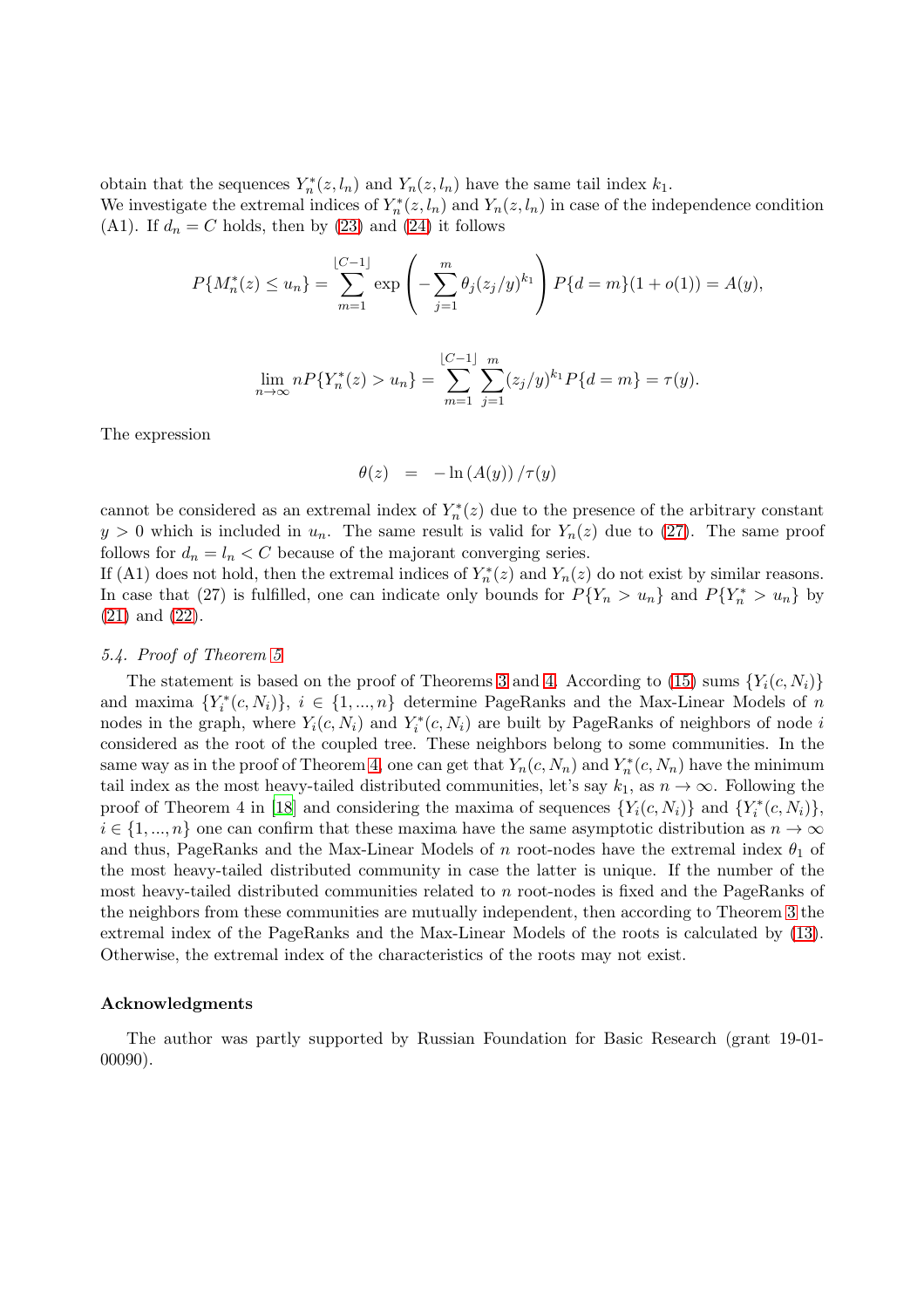obtain that the sequences $Y_n^*(z, l_n)$ and $Y_n(z, l_n)$ have the same tail index $k_1$.
We investigate the extremal indices of $Y_n^*(z, l_n)$ and $Y_n(z, l_n)$ in case of the independence condition (A1). If $d_n = C$ holds, then by (23) and (24) it follows

$$P\{M_n^*(z) \le u_n\} = \sum_{m=1}^{\lfloor C-1 \rfloor} \exp\left(-\sum_{j=1}^{m} \theta_j (z_j/y)^{k_1}\right) P\{d = m\}(1 + o(1)) = A(y),$$

$$\lim_{n\to\infty} nP\{Y_n^*(z) > u_n\} = \sum_{m=1}^{\lfloor C-1 \rfloor} \sum_{j=1}^{m} (z_j/y)^{k_1} P\{d = m\} = \tau(y).$$

The expression

$$\theta(z) \quad = \quad -\ln\left(A(y)\right)/\tau(y)$$

cannot be considered as an extremal index of $Y_n^*(z)$ due to the presence of the arbitrary constant $y > 0$ which is included in $u_n$. The same result is valid for $Y_n(z)$ due to (27). The same proof follows for $d_n = l_n < C$ because of the majorant converging series.
If (A1) does not hold, then the extremal indices of $Y_n^*(z)$ and $Y_n(z)$ do not exist by similar reasons. In case that (27) is fulfilled, one can indicate only bounds for $P\{Y_n > u_n\}$ and $P\{Y_n^* > u_n\}$ by (21) and (22).

### 5.4. Proof of Theorem 5

The statement is based on the proof of Theorems 3 and 4. According to (15) sums $\{Y_i(c, N_i)\}$ and maxima $\{Y_i^*(c, N_i)\}$, $i \in \{1, ..., n\}$ determine PageRanks and the Max-Linear Models of $n$ nodes in the graph, where $Y_i(c, N_i)$ and $Y_i^*(c, N_i)$ are built by PageRanks of neighbors of node $i$ considered as the root of the coupled tree. These neighbors belong to some communities. In the same way as in the proof of Theorem 4, one can get that $Y_n(c, N_n)$ and $Y_n^*(c, N_n)$ have the minimum tail index as the most heavy-tailed distributed communities, let's say $k_1$, as $n \to \infty$. Following the proof of Theorem 4 in [18] and considering the maxima of sequences $\{Y_i(c, N_i)\}$ and $\{Y_i^*(c, N_i)\}$, $i \in \{1, ..., n\}$ one can confirm that these maxima have the same asymptotic distribution as $n \to \infty$ and thus, PageRanks and the Max-Linear Models of $n$ root-nodes have the extremal index $\theta_1$ of the most heavy-tailed distributed community in case the latter is unique. If the number of the most heavy-tailed distributed communities related to $n$ root-nodes is fixed and the PageRanks of the neighbors from these communities are mutually independent, then according to Theorem 3 the extremal index of the PageRanks and the Max-Linear Models of the roots is calculated by (13). Otherwise, the extremal index of the characteristics of the roots may not exist.

### Acknowledgments

The author was partly supported by Russian Foundation for Basic Research (grant 19-01-00090).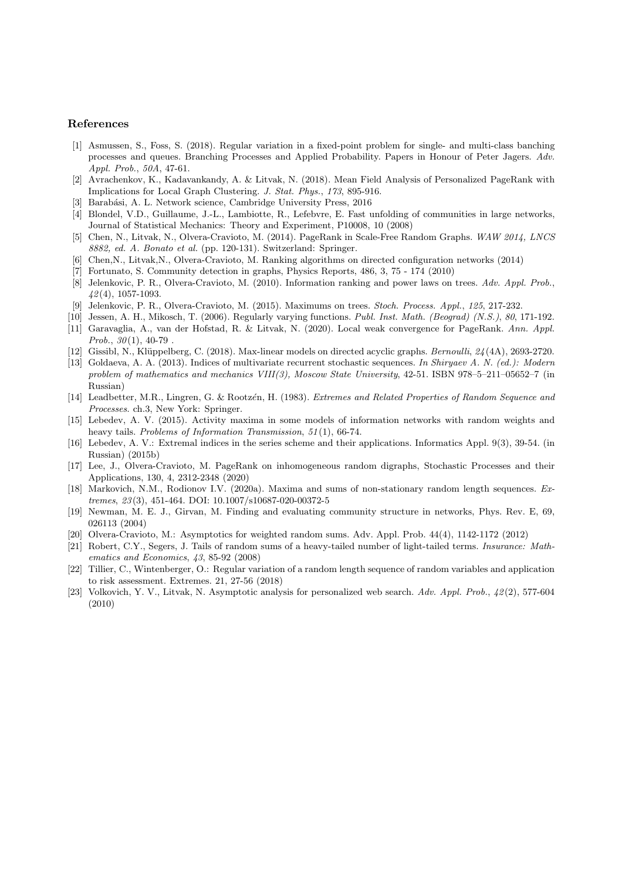## References

[1] Asmussen, S., Foss, S. (2018). Regular variation in a fixed-point problem for single- and multi-class banching processes and queues. Branching Processes and Applied Probability. Papers in Honour of Peter Jagers. *Adv. Appl. Prob.*, *50A*, 47-61.

[2] Avrachenkov, K., Kadavankandy, A. & Litvak, N. (2018). Mean Field Analysis of Personalized PageRank with Implications for Local Graph Clustering. *J. Stat. Phys.*, *173*, 895-916.

[3] Barabási, A. L. Network science, Cambridge University Press, 2016

[4] Blondel, V.D., Guillaume, J.-L., Lambiotte, R., Lefebvre, E. Fast unfolding of communities in large networks, Journal of Statistical Mechanics: Theory and Experiment, P10008, 10 (2008)

[5] Chen, N., Litvak, N., Olvera-Cravioto, M. (2014). PageRank in Scale-Free Random Graphs. *WAW 2014, LNCS 8882, ed. A. Bonato et al.* (pp. 120-131). Switzerland: Springer.

[6] Chen,N., Litvak,N., Olvera-Cravioto, M. Ranking algorithms on directed configuration networks (2014)

[7] Fortunato, S. Community detection in graphs, Physics Reports, 486, 3, 75 - 174 (2010)

[8] Jelenkovic, P. R., Olvera-Cravioto, M. (2010). Information ranking and power laws on trees. *Adv. Appl. Prob.*, *42*(4), 1057-1093.

[9] Jelenkovic, P. R., Olvera-Cravioto, M. (2015). Maximums on trees. *Stoch. Process. Appl.*, *125*, 217-232.

[10] Jessen, A. H., Mikosch, T. (2006). Regularly varying functions. *Publ. Inst. Math. (Beograd) (N.S.)*, *80*, 171-192.

[11] Garavaglia, A., van der Hofstad, R. & Litvak, N. (2020). Local weak convergence for PageRank. *Ann. Appl. Prob.*, *30*(1), 40-79 .

[12] Gissibl, N., Klüppelberg, C. (2018). Max-linear models on directed acyclic graphs. *Bernoulli*, *24*(4A), 2693-2720.

[13] Goldaeva, A. A. (2013). Indices of multivariate recurrent stochastic sequences. *In Shiryaev A. N. (ed.): Modern problem of mathematics and mechanics VIII(3), Moscow State University*, 42-51. ISBN 978–5–211–05652–7 (in Russian)

[14] Leadbetter, M.R., Lingren, G. & Rootzén, H. (1983). *Extremes and Related Properties of Random Sequence and Processes*. ch.3, New York: Springer.

[15] Lebedev, A. V. (2015). Activity maxima in some models of information networks with random weights and heavy tails. *Problems of Information Transmission*, *51*(1), 66-74.

[16] Lebedev, A. V.: Extremal indices in the series scheme and their applications. Informatics Appl. 9(3), 39-54. (in Russian) (2015b)

[17] Lee, J., Olvera-Cravioto, M. PageRank on inhomogeneous random digraphs, Stochastic Processes and their Applications, 130, 4, 2312-2348 (2020)

[18] Markovich, N.M., Rodionov I.V. (2020a). Maxima and sums of non-stationary random length sequences. *Extremes*, *23*(3), 451-464. DOI: 10.1007/s10687-020-00372-5

[19] Newman, M. E. J., Girvan, M. Finding and evaluating community structure in networks, Phys. Rev. E, 69, 026113 (2004)

[20] Olvera-Cravioto, M.: Asymptotics for weighted random sums. Adv. Appl. Prob. 44(4), 1142-1172 (2012)

[21] Robert, C.Y., Segers, J. Tails of random sums of a heavy-tailed number of light-tailed terms. *Insurance: Mathematics and Economics*, *43*, 85-92 (2008)

[22] Tillier, C., Wintenberger, O.: Regular variation of a random length sequence of random variables and application to risk assessment. Extremes. 21, 27-56 (2018)

[23] Volkovich, Y. V., Litvak, N. Asymptotic analysis for personalized web search. *Adv. Appl. Prob.*, *42*(2), 577-604 (2010)